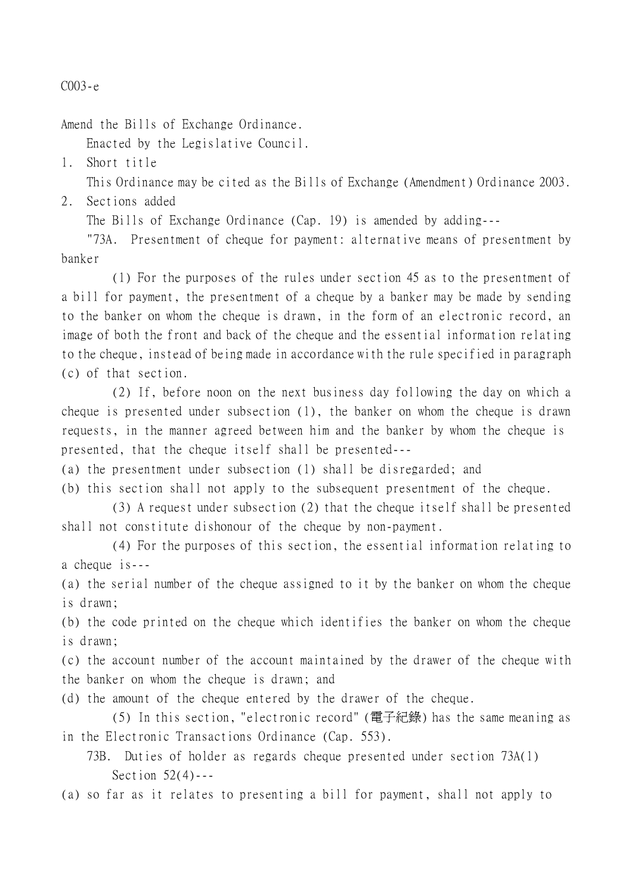C003-e

Amend the Bills of Exchange Ordinance.

Enacted by the Legislative Council.

1. Short title

This Ordinance may be cited as the Bills of Exchange (Amendment) Ordinance 2003.

2. Sections added

The Bills of Exchange Ordinance (Cap. 19) is amended by adding---

"73A. Presentment of cheque for payment: alternative means of presentment by banker

(1) For the purposes of the rules under section 45 as to the presentment of a bill for payment, the presentment of a cheque by a banker may be made by sending to the banker on whom the cheque is drawn, in the form of an electronic record, an image of both the front and back of the cheque and the essential information relating to the cheque, instead of being made in accordance with the rule specified in paragraph (c) of that section.

(2) If, before noon on the next business day following the day on which a cheque is presented under subsection (1), the banker on whom the cheque is drawn requests, in the manner agreed between him and the banker by whom the cheque is presented, that the cheque itself shall be presented---

(a) the presentment under subsection (1) shall be disregarded; and

(b) this section shall not apply to the subsequent presentment of the cheque.

(3) A request under subsection (2) that the cheque itself shall be presented shall not constitute dishonour of the cheque by non-payment.

(4) For the purposes of this section, the essential information relating to a cheque is---

(a) the serial number of the cheque assigned to it by the banker on whom the cheque is drawn;

(b) the code printed on the cheque which identifies the banker on whom the cheque is drawn;

(c) the account number of the account maintained by the drawer of the cheque with the banker on whom the cheque is drawn; and

(d) the amount of the cheque entered by the drawer of the cheque.

(5) In this section, "electronic record" (電子紀錄) has the same meaning as in the Electronic Transactions Ordinance (Cap. 553).

73B. Duties of holder as regards cheque presented under section 73A(1)

Section 52(4)---

(a) so far as it relates to presenting a bill for payment, shall not apply to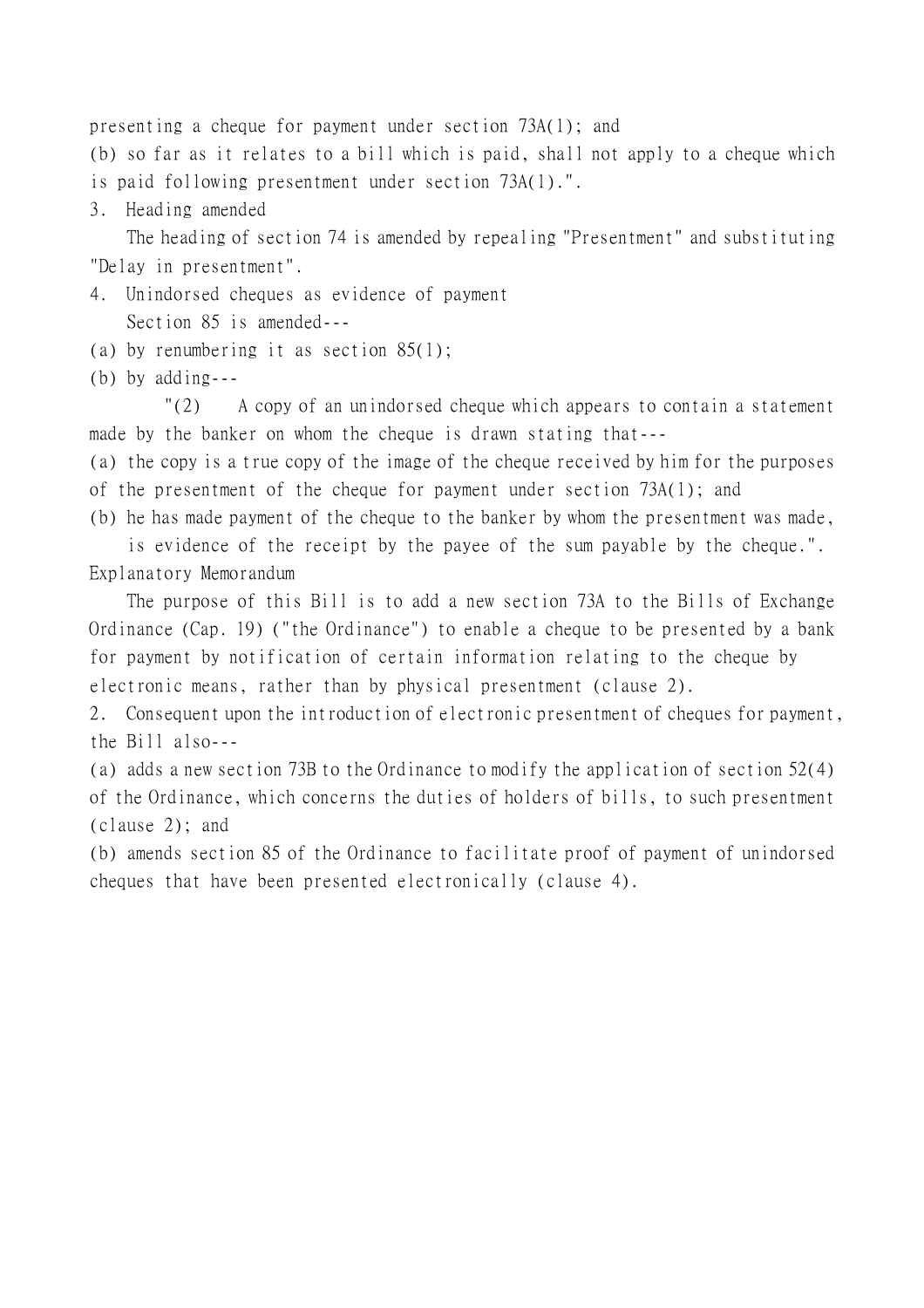presenting a cheque for payment under section 73A(1); and

(b) so far as it relates to a bill which is paid, shall not apply to a cheque which is paid following presentment under section 73A(1).".

3. Heading amended

The heading of section 74 is amended by repealing "Presentment" and substituting "Delay in presentment".

4. Unindorsed cheques as evidence of payment

Section 85 is amended---

(a) by renumbering it as section 85(1);

(b) by adding---

"(2) A copy of an unindorsed cheque which appears to contain a statement made by the banker on whom the cheque is drawn stating that---

(a) the copy is a true copy of the image of the cheque received by him for the purposes of the presentment of the cheque for payment under section 73A(1); and

(b) he has made payment of the cheque to the banker by whom the presentment was made,

is evidence of the receipt by the payee of the sum payable by the cheque.".

Explanatory Memorandum

The purpose of this Bill is to add a new section 73A to the Bills of Exchange Ordinance (Cap. 19) ("the Ordinance") to enable a cheque to be presented by a bank for payment by notification of certain information relating to the cheque by electronic means, rather than by physical presentment (clause 2).

2. Consequent upon the introduction of electronic presentment of cheques for payment, the Bill also---

(a) adds a new section 73B to the Ordinance to modify the application of section 52(4) of the Ordinance, which concerns the duties of holders of bills, to such presentment (clause 2); and

(b) amends section 85 of the Ordinance to facilitate proof of payment of unindorsed cheques that have been presented electronically (clause 4).